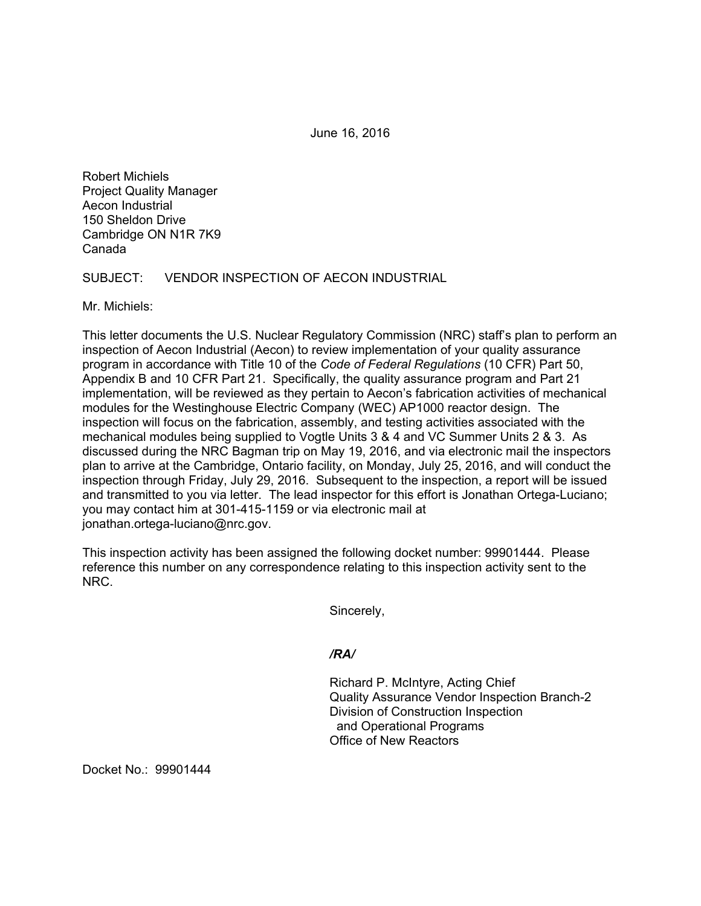June 16, 2016

Robert Michiels
Project Quality Manager
Aecon Industrial
150 Sheldon Drive
Cambridge ON N1R 7K9
Canada

SUBJECT: VENDOR INSPECTION OF AECON INDUSTRIAL

Mr. Michiels:

This letter documents the U.S. Nuclear Regulatory Commission (NRC) staff's plan to perform an inspection of Aecon Industrial (Aecon) to review implementation of your quality assurance program in accordance with Title 10 of the *Code of Federal Regulations* (10 CFR) Part 50, Appendix B and 10 CFR Part 21. Specifically, the quality assurance program and Part 21 implementation, will be reviewed as they pertain to Aecon's fabrication activities of mechanical modules for the Westinghouse Electric Company (WEC) AP1000 reactor design. The inspection will focus on the fabrication, assembly, and testing activities associated with the mechanical modules being supplied to Vogtle Units 3 & 4 and VC Summer Units 2 & 3. As discussed during the NRC Bagman trip on May 19, 2016, and via electronic mail the inspectors plan to arrive at the Cambridge, Ontario facility, on Monday, July 25, 2016, and will conduct the inspection through Friday, July 29, 2016. Subsequent to the inspection, a report will be issued and transmitted to you via letter. The lead inspector for this effort is Jonathan Ortega-Luciano; you may contact him at 301-415-1159 or via electronic mail at jonathan.ortega-luciano@nrc.gov.

This inspection activity has been assigned the following docket number: 99901444. Please reference this number on any correspondence relating to this inspection activity sent to the NRC.

Sincerely,

*/RA/*

Richard P. McIntyre, Acting Chief
Quality Assurance Vendor Inspection Branch-2
Division of Construction Inspection
and Operational Programs
Office of New Reactors

Docket No.: 99901444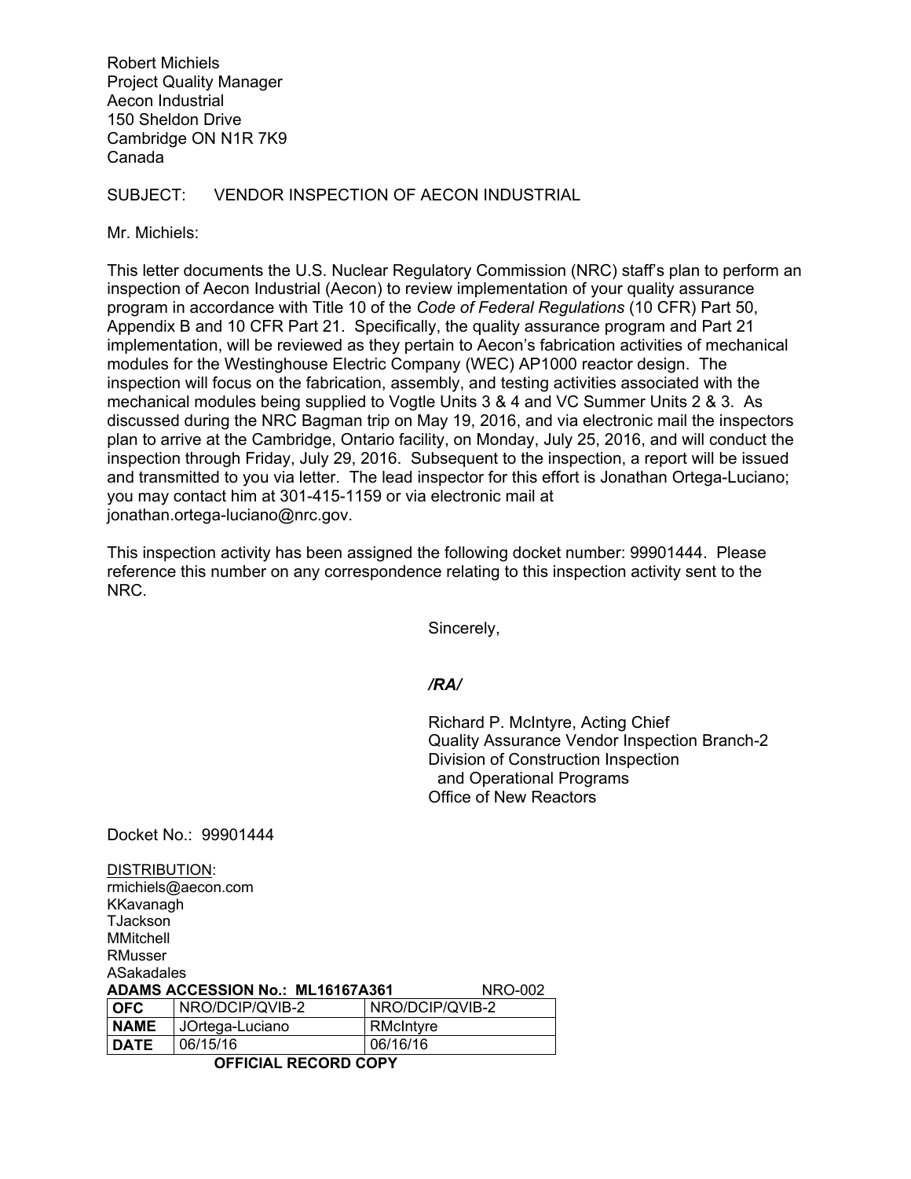Robert Michiels
Project Quality Manager
Aecon Industrial
150 Sheldon Drive
Cambridge ON N1R 7K9
Canada

SUBJECT: VENDOR INSPECTION OF AECON INDUSTRIAL

Mr. Michiels:

This letter documents the U.S. Nuclear Regulatory Commission (NRC) staff's plan to perform an inspection of Aecon Industrial (Aecon) to review implementation of your quality assurance program in accordance with Title 10 of the *Code of Federal Regulations* (10 CFR) Part 50, Appendix B and 10 CFR Part 21. Specifically, the quality assurance program and Part 21 implementation, will be reviewed as they pertain to Aecon's fabrication activities of mechanical modules for the Westinghouse Electric Company (WEC) AP1000 reactor design. The inspection will focus on the fabrication, assembly, and testing activities associated with the mechanical modules being supplied to Vogtle Units 3 & 4 and VC Summer Units 2 & 3. As discussed during the NRC Bagman trip on May 19, 2016, and via electronic mail the inspectors plan to arrive at the Cambridge, Ontario facility, on Monday, July 25, 2016, and will conduct the inspection through Friday, July 29, 2016. Subsequent to the inspection, a report will be issued and transmitted to you via letter. The lead inspector for this effort is Jonathan Ortega-Luciano; you may contact him at 301-415-1159 or via electronic mail at jonathan.ortega-luciano@nrc.gov.

This inspection activity has been assigned the following docket number: 99901444. Please reference this number on any correspondence relating to this inspection activity sent to the NRC.

Sincerely,

*/RA/*

Richard P. McIntyre, Acting Chief
Quality Assurance Vendor Inspection Branch-2
Division of Construction Inspection
and Operational Programs
Office of New Reactors

Docket No.: 99901444

DISTRIBUTION:
rmichiels@aecon.com
KKavanagh
TJackson
MMitchell
RMusser
ASakadales

**ADAMS ACCESSION No.: ML16167A361** NRO-002

| | | |
|---|---|---|
| **OFC** | NRO/DCIP/QVIB-2 | NRO/DCIP/QVIB-2 |
| **NAME** | JOrtega-Luciano | RMcIntyre |
| **DATE** | 06/15/16 | 06/16/16 |

**OFFICIAL RECORD COPY**